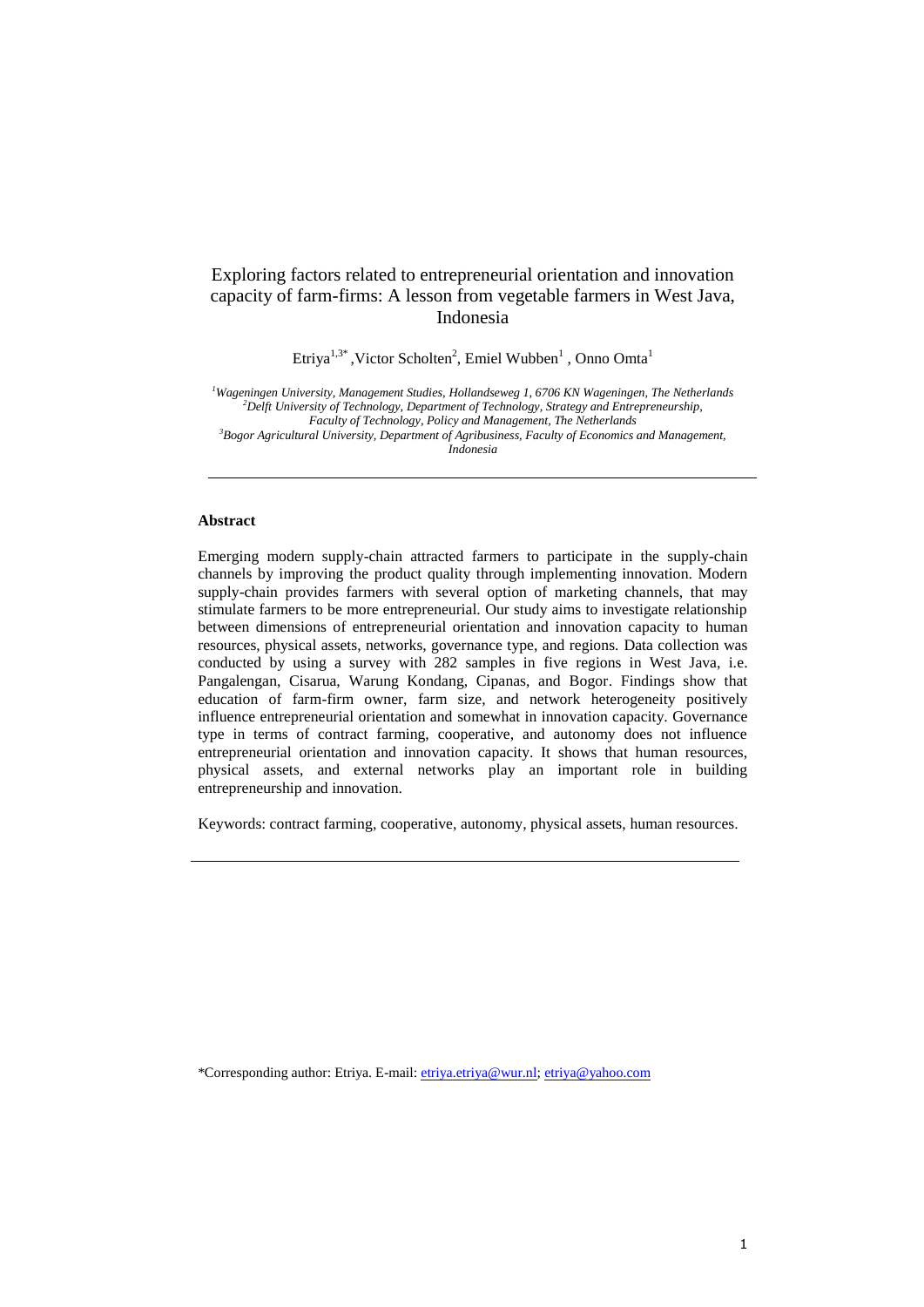# Exploring factors related to entrepreneurial orientation and innovation capacity of farm-firms: A lesson from vegetable farmers in West Java, Indonesia

Etriya[1,3*], Victor Scholten[2], Emiel Wubben[1], Onno Omta[1]

[1]*Wageningen University, Management Studies, Hollandseweg 1, 6706 KN Wageningen, The Netherlands*
[2]*Delft University of Technology, Department of Technology, Strategy and Entrepreneurship, Faculty of Technology, Policy and Management, The Netherlands*
[3]*Bogor Agricultural University, Department of Agribusiness, Faculty of Economics and Management, Indonesia*

---

**Abstract**

Emerging modern supply-chain attracted farmers to participate in the supply-chain channels by improving the product quality through implementing innovation. Modern supply-chain provides farmers with several option of marketing channels, that may stimulate farmers to be more entrepreneurial. Our study aims to investigate relationship between dimensions of entrepreneurial orientation and innovation capacity to human resources, physical assets, networks, governance type, and regions. Data collection was conducted by using a survey with 282 samples in five regions in West Java, i.e. Pangalengan, Cisarua, Warung Kondang, Cipanas, and Bogor. Findings show that education of farm-firm owner, farm size, and network heterogeneity positively influence entrepreneurial orientation and somewhat in innovation capacity. Governance type in terms of contract farming, cooperative, and autonomy does not influence entrepreneurial orientation and innovation capacity. It shows that human resources, physical assets, and external networks play an important role in building entrepreneurship and innovation.

Keywords: contract farming, cooperative, autonomy, physical assets, human resources.

---

*Corresponding author: Etriya. E-mail: etriya.etriya@wur.nl; etriya@yahoo.com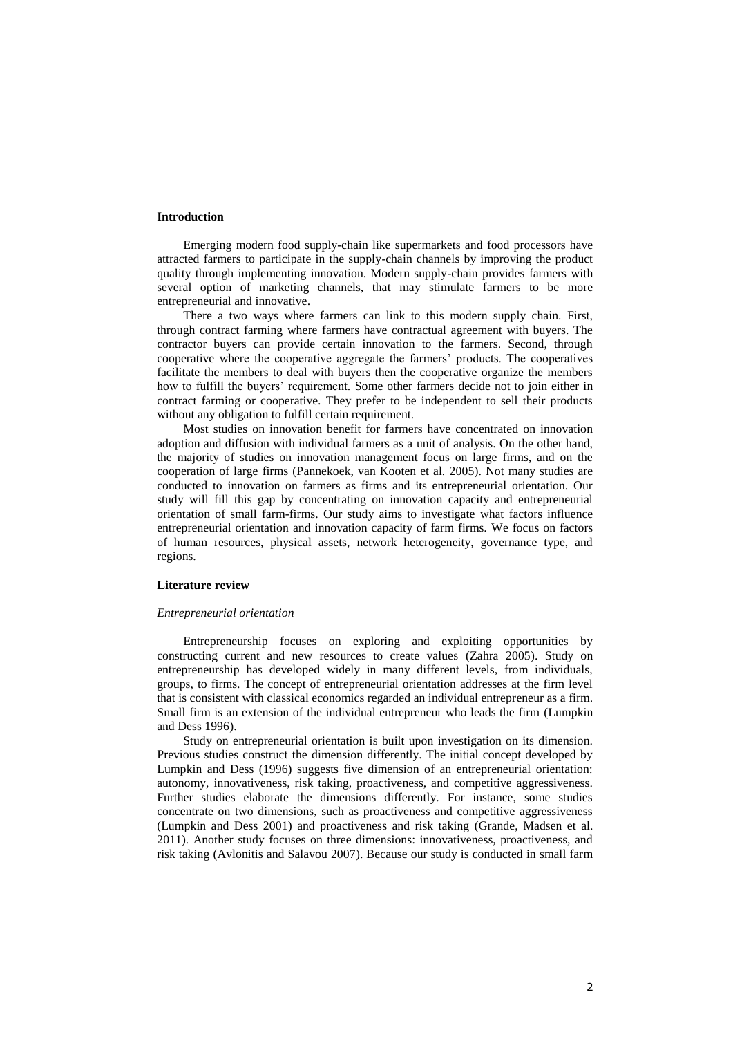## Introduction

Emerging modern food supply-chain like supermarkets and food processors have attracted farmers to participate in the supply-chain channels by improving the product quality through implementing innovation. Modern supply-chain provides farmers with several option of marketing channels, that may stimulate farmers to be more entrepreneurial and innovative.

There a two ways where farmers can link to this modern supply chain. First, through contract farming where farmers have contractual agreement with buyers. The contractor buyers can provide certain innovation to the farmers. Second, through cooperative where the cooperative aggregate the farmers' products. The cooperatives facilitate the members to deal with buyers then the cooperative organize the members how to fulfill the buyers' requirement. Some other farmers decide not to join either in contract farming or cooperative. They prefer to be independent to sell their products without any obligation to fulfill certain requirement.

Most studies on innovation benefit for farmers have concentrated on innovation adoption and diffusion with individual farmers as a unit of analysis. On the other hand, the majority of studies on innovation management focus on large firms, and on the cooperation of large firms (Pannekoek, van Kooten et al. 2005). Not many studies are conducted to innovation on farmers as firms and its entrepreneurial orientation. Our study will fill this gap by concentrating on innovation capacity and entrepreneurial orientation of small farm-firms. Our study aims to investigate what factors influence entrepreneurial orientation and innovation capacity of farm firms. We focus on factors of human resources, physical assets, network heterogeneity, governance type, and regions.

## Literature review

### *Entrepreneurial orientation*

Entrepreneurship focuses on exploring and exploiting opportunities by constructing current and new resources to create values (Zahra 2005). Study on entrepreneurship has developed widely in many different levels, from individuals, groups, to firms. The concept of entrepreneurial orientation addresses at the firm level that is consistent with classical economics regarded an individual entrepreneur as a firm. Small firm is an extension of the individual entrepreneur who leads the firm (Lumpkin and Dess 1996).

Study on entrepreneurial orientation is built upon investigation on its dimension. Previous studies construct the dimension differently. The initial concept developed by Lumpkin and Dess (1996) suggests five dimension of an entrepreneurial orientation: autonomy, innovativeness, risk taking, proactiveness, and competitive aggressiveness. Further studies elaborate the dimensions differently. For instance, some studies concentrate on two dimensions, such as proactiveness and competitive aggressiveness (Lumpkin and Dess 2001) and proactiveness and risk taking (Grande, Madsen et al. 2011). Another study focuses on three dimensions: innovativeness, proactiveness, and risk taking (Avlonitis and Salavou 2007). Because our study is conducted in small farm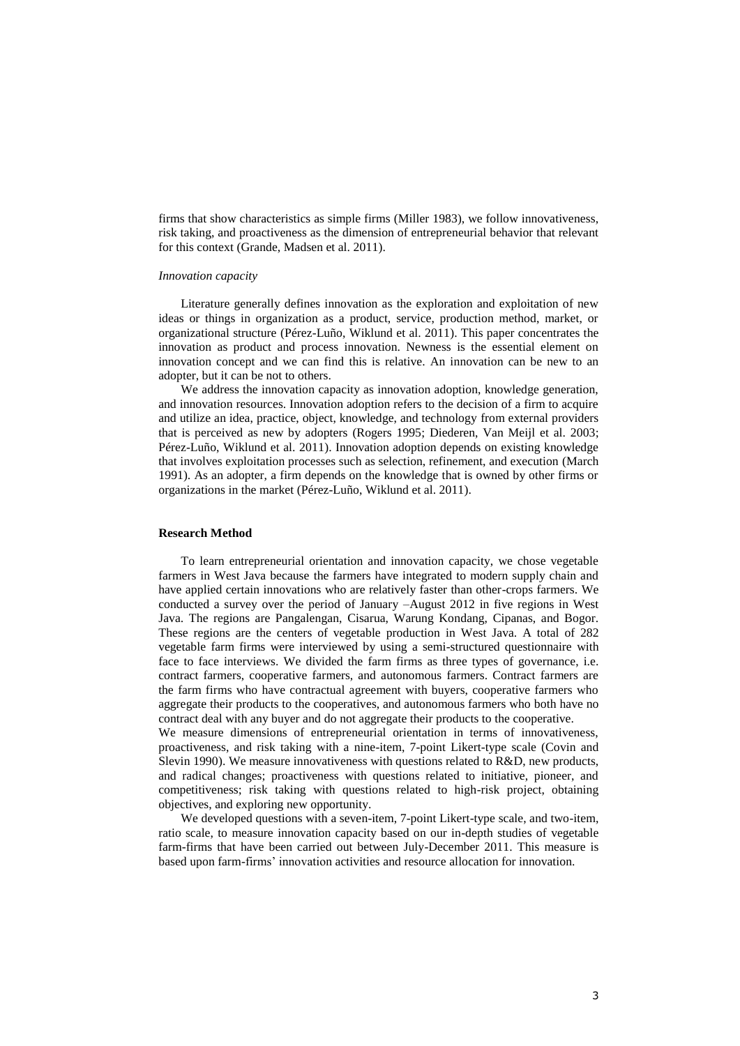firms that show characteristics as simple firms (Miller 1983), we follow innovativeness, risk taking, and proactiveness as the dimension of entrepreneurial behavior that relevant for this context (Grande, Madsen et al. 2011).

*Innovation capacity*

Literature generally defines innovation as the exploration and exploitation of new ideas or things in organization as a product, service, production method, market, or organizational structure (Pérez-Luño, Wiklund et al. 2011). This paper concentrates the innovation as product and process innovation. Newness is the essential element on innovation concept and we can find this is relative. An innovation can be new to an adopter, but it can be not to others.

We address the innovation capacity as innovation adoption, knowledge generation, and innovation resources. Innovation adoption refers to the decision of a firm to acquire and utilize an idea, practice, object, knowledge, and technology from external providers that is perceived as new by adopters (Rogers 1995; Diederen, Van Meijl et al. 2003; Pérez-Luño, Wiklund et al. 2011). Innovation adoption depends on existing knowledge that involves exploitation processes such as selection, refinement, and execution (March 1991). As an adopter, a firm depends on the knowledge that is owned by other firms or organizations in the market (Pérez-Luño, Wiklund et al. 2011).

## Research Method

To learn entrepreneurial orientation and innovation capacity, we chose vegetable farmers in West Java because the farmers have integrated to modern supply chain and have applied certain innovations who are relatively faster than other-crops farmers. We conducted a survey over the period of January –August 2012 in five regions in West Java. The regions are Pangalengan, Cisarua, Warung Kondang, Cipanas, and Bogor. These regions are the centers of vegetable production in West Java. A total of 282 vegetable farm firms were interviewed by using a semi-structured questionnaire with face to face interviews. We divided the farm firms as three types of governance, i.e. contract farmers, cooperative farmers, and autonomous farmers. Contract farmers are the farm firms who have contractual agreement with buyers, cooperative farmers who aggregate their products to the cooperatives, and autonomous farmers who both have no contract deal with any buyer and do not aggregate their products to the cooperative.

We measure dimensions of entrepreneurial orientation in terms of innovativeness, proactiveness, and risk taking with a nine-item, 7-point Likert-type scale (Covin and Slevin 1990). We measure innovativeness with questions related to R&D, new products, and radical changes; proactiveness with questions related to initiative, pioneer, and competitiveness; risk taking with questions related to high-risk project, obtaining objectives, and exploring new opportunity.

We developed questions with a seven-item, 7-point Likert-type scale, and two-item, ratio scale, to measure innovation capacity based on our in-depth studies of vegetable farm-firms that have been carried out between July-December 2011. This measure is based upon farm-firms' innovation activities and resource allocation for innovation.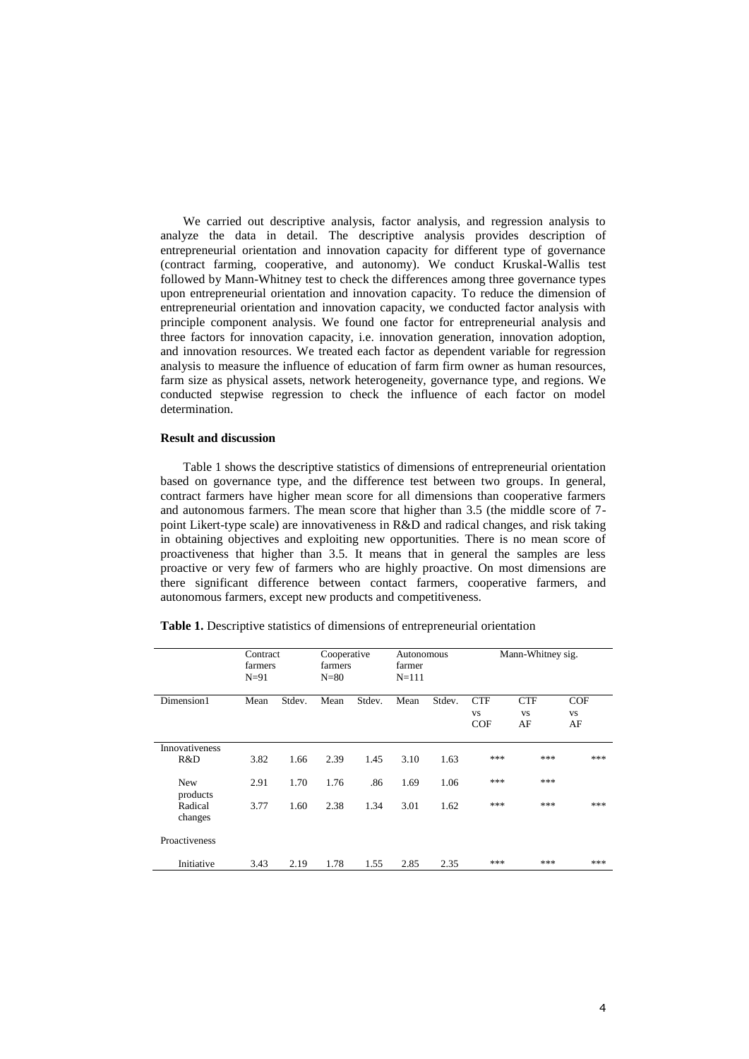We carried out descriptive analysis, factor analysis, and regression analysis to analyze the data in detail. The descriptive analysis provides description of entrepreneurial orientation and innovation capacity for different type of governance (contract farming, cooperative, and autonomy). We conduct Kruskal-Wallis test followed by Mann-Whitney test to check the differences among three governance types upon entrepreneurial orientation and innovation capacity. To reduce the dimension of entrepreneurial orientation and innovation capacity, we conducted factor analysis with principle component analysis. We found one factor for entrepreneurial analysis and three factors for innovation capacity, i.e. innovation generation, innovation adoption, and innovation resources. We treated each factor as dependent variable for regression analysis to measure the influence of education of farm firm owner as human resources, farm size as physical assets, network heterogeneity, governance type, and regions. We conducted stepwise regression to check the influence of each factor on model determination.

**Result and discussion**

Table 1 shows the descriptive statistics of dimensions of entrepreneurial orientation based on governance type, and the difference test between two groups. In general, contract farmers have higher mean score for all dimensions than cooperative farmers and autonomous farmers. The mean score that higher than 3.5 (the middle score of 7-point Likert-type scale) are innovativeness in R&D and radical changes, and risk taking in obtaining objectives and exploiting new opportunities. There is no mean score of proactiveness that higher than 3.5. It means that in general the samples are less proactive or very few of farmers who are highly proactive. On most dimensions are there significant difference between contact farmers, cooperative farmers, and autonomous farmers, except new products and competitiveness.

**Table 1.** Descriptive statistics of dimensions of entrepreneurial orientation

| | Contract farmers N=91 | | Cooperative farmers N=80 | | Autonomous farmer N=111 | | Mann-Whitney sig. | | |
|---|---|---|---|---|---|---|---|---|---|
| Dimension1 | Mean | Stdev. | Mean | Stdev. | Mean | Stdev. | CTF vs COF | CTF vs AF | COF vs AF |
| Innovativeness | | | | | | | | | |
| R&D | 3.82 | 1.66 | 2.39 | 1.45 | 3.10 | 1.63 | *** | *** | *** |
| New products | 2.91 | 1.70 | 1.76 | .86 | 1.69 | 1.06 | *** | *** | |
| Radical changes | 3.77 | 1.60 | 2.38 | 1.34 | 3.01 | 1.62 | *** | *** | *** |
| Proactiveness | | | | | | | | | |
| Initiative | 3.43 | 2.19 | 1.78 | 1.55 | 2.85 | 2.35 | *** | *** | *** |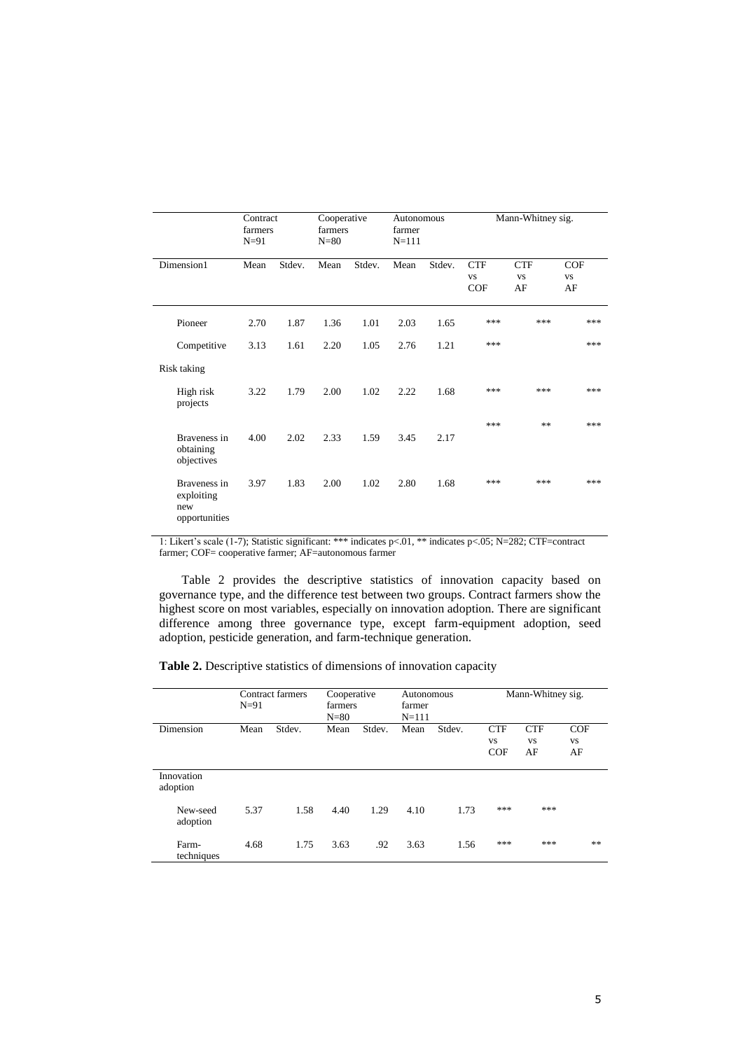| | Contract farmers N=91 | | Cooperative farmers N=80 | | Autonomous farmer N=111 | | Mann-Whitney sig. | | |
|---|---|---|---|---|---|---|---|---|---|
| Dimension[1] | Mean | Stdev. | Mean | Stdev. | Mean | Stdev. | CTF vs COF | CTF vs AF | COF vs AF |
| Pioneer | 2.70 | 1.87 | 1.36 | 1.01 | 2.03 | 1.65 | *** | *** | *** |
| Competitive | 3.13 | 1.61 | 2.20 | 1.05 | 2.76 | 1.21 | *** | | *** |
| Risk taking | | | | | | | | | |
| High risk projects | 3.22 | 1.79 | 2.00 | 1.02 | 2.22 | 1.68 | *** | *** | *** |
| Braveness in obtaining objectives | 4.00 | 2.02 | 2.33 | 1.59 | 3.45 | 2.17 | *** | ** | *** |
| Braveness in exploiting new opportunities | 3.97 | 1.83 | 2.00 | 1.02 | 2.80 | 1.68 | *** | *** | *** |

1: Likert's scale (1-7); Statistic significant: *** indicates p<.01, ** indicates p<.05; N=282; CTF=contract farmer; COF= cooperative farmer; AF=autonomous farmer

Table 2 provides the descriptive statistics of innovation capacity based on governance type, and the difference test between two groups. Contract farmers show the highest score on most variables, especially on innovation adoption. There are significant difference among three governance type, except farm-equipment adoption, seed adoption, pesticide generation, and farm-technique generation.

**Table 2.** Descriptive statistics of dimensions of innovation capacity

| | Contract farmers N=91 | | Cooperative farmers N=80 | | Autonomous farmer N=111 | | Mann-Whitney sig. | | |
|---|---|---|---|---|---|---|---|---|---|
| Dimension | Mean | Stdev. | Mean | Stdev. | Mean | Stdev. | CTF vs COF | CTF vs AF | COF vs AF |
| Innovation adoption | | | | | | | | | |
| New-seed adoption | 5.37 | 1.58 | 4.40 | 1.29 | 4.10 | 1.73 | *** | *** | |
| Farm-techniques | 4.68 | 1.75 | 3.63 | .92 | 3.63 | 1.56 | *** | *** | ** |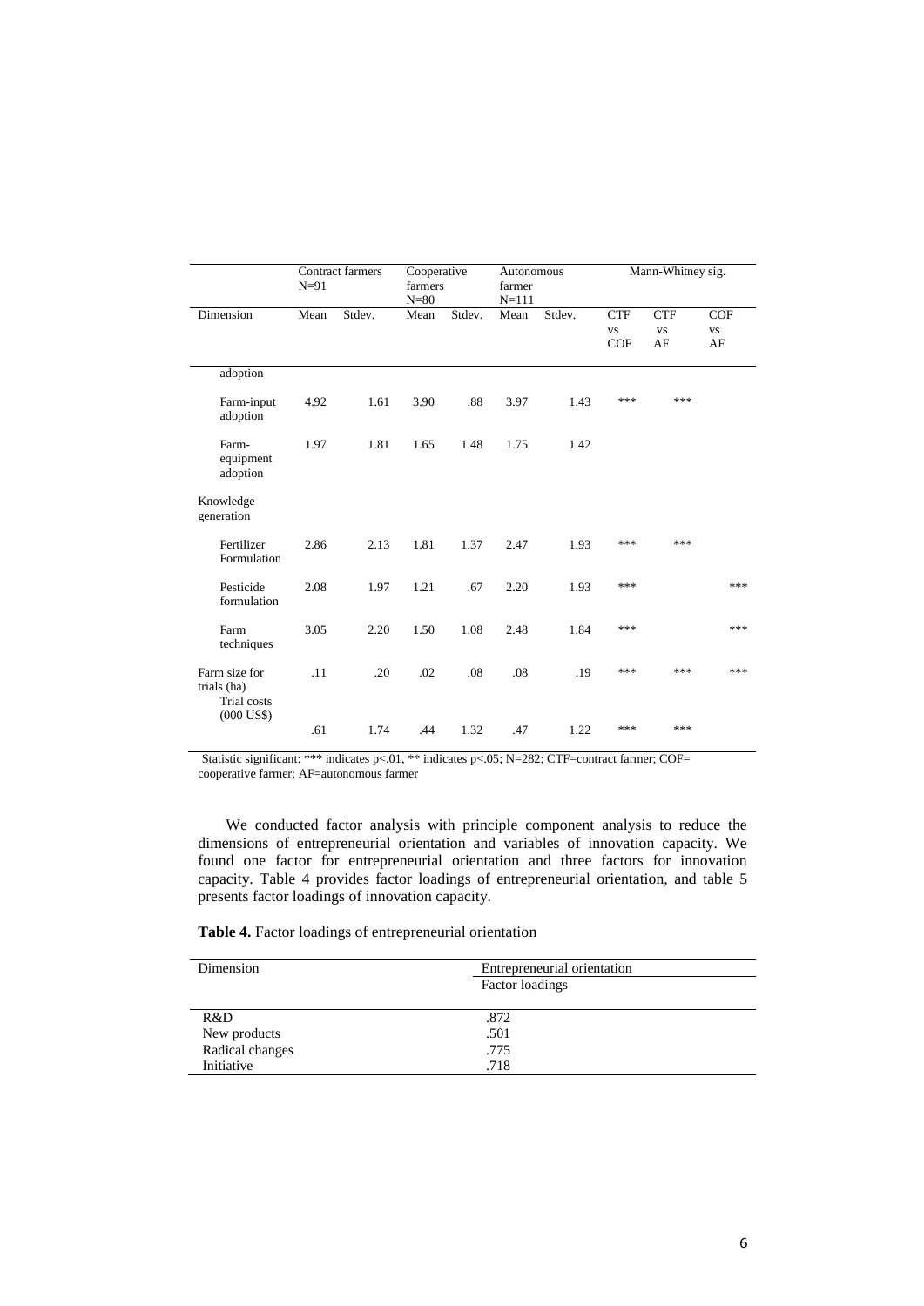| | Contract farmers N=91 | | Cooperative farmers N=80 | | Autonomous farmer N=111 | | Mann-Whitney sig. | | |
|---|---|---|---|---|---|---|---|---|---|
| Dimension | Mean | Stdev. | Mean | Stdev. | Mean | Stdev. | CTF vs COF | CTF vs AF | COF vs AF |
| adoption | | | | | | | | | |
| Farm-input adoption | 4.92 | 1.61 | 3.90 | .88 | 3.97 | 1.43 | *** | *** | |
| Farm-equipment adoption | 1.97 | 1.81 | 1.65 | 1.48 | 1.75 | 1.42 | | | |
| Knowledge generation | | | | | | | | | |
| Fertilizer Formulation | 2.86 | 2.13 | 1.81 | 1.37 | 2.47 | 1.93 | *** | *** | |
| Pesticide formulation | 2.08 | 1.97 | 1.21 | .67 | 2.20 | 1.93 | *** | | *** |
| Farm techniques | 3.05 | 2.20 | 1.50 | 1.08 | 2.48 | 1.84 | *** | | *** |
| Farm size for trials (ha) | .11 | .20 | .02 | .08 | .08 | .19 | *** | *** | *** |
| Trial costs (000 US$) | .61 | 1.74 | .44 | 1.32 | .47 | 1.22 | *** | *** | |

Statistic significant: *** indicates p<.01, ** indicates p<.05; N=282; CTF=contract farmer; COF= cooperative farmer; AF=autonomous farmer

We conducted factor analysis with principle component analysis to reduce the dimensions of entrepreneurial orientation and variables of innovation capacity. We found one factor for entrepreneurial orientation and three factors for innovation capacity. Table 4 provides factor loadings of entrepreneurial orientation, and table 5 presents factor loadings of innovation capacity.

**Table 4.** Factor loadings of entrepreneurial orientation

| Dimension | Entrepreneurial orientation |
|---|---|
| | Factor loadings |
| R&D | .872 |
| New products | .501 |
| Radical changes | .775 |
| Initiative | .718 |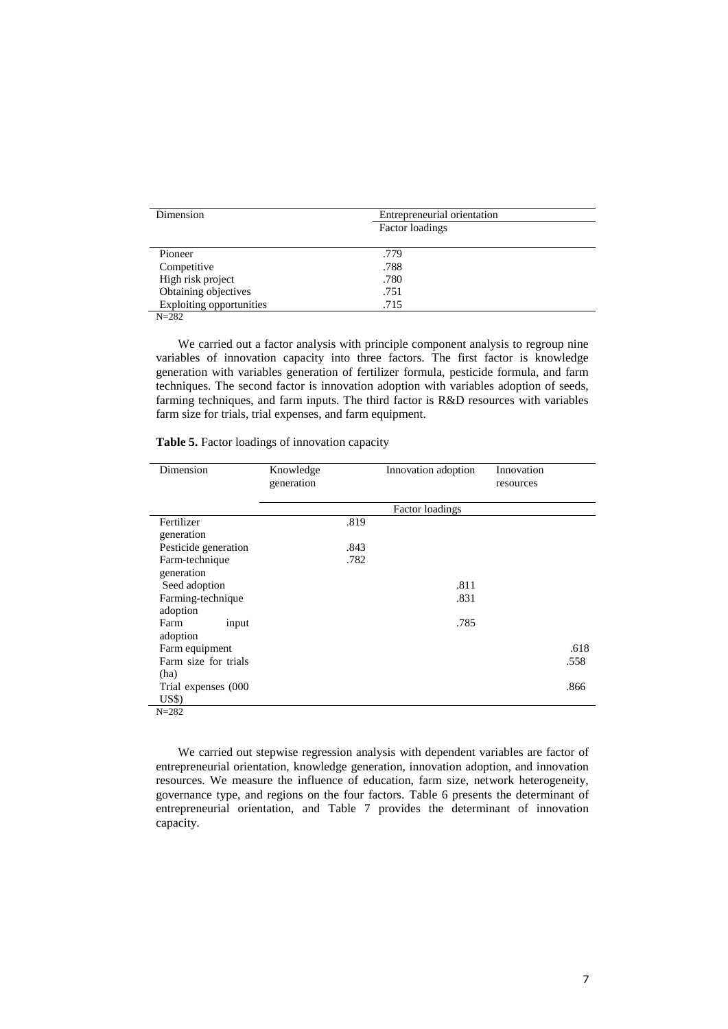| Dimension | Entrepreneurial orientation |
|---|---|
| | Factor loadings |
| Pioneer | .779 |
| Competitive | .788 |
| High risk project | .780 |
| Obtaining objectives | .751 |
| Exploiting opportunities | .715 |

N=282

We carried out a factor analysis with principle component analysis to regroup nine variables of innovation capacity into three factors. The first factor is knowledge generation with variables generation of fertilizer formula, pesticide formula, and farm techniques. The second factor is innovation adoption with variables adoption of seeds, farming techniques, and farm inputs. The third factor is R&D resources with variables farm size for trials, trial expenses, and farm equipment.

**Table 5.** Factor loadings of innovation capacity

| Dimension | Knowledge generation | Innovation adoption | Innovation resources |
|---|---|---|---|
| | Factor loadings | | |
| Fertilizer generation | .819 | | |
| Pesticide generation | .843 | | |
| Farm-technique generation | .782 | | |
| Seed adoption | | .811 | |
| Farming-technique adoption | | .831 | |
| Farm input adoption | | .785 | |
| Farm equipment | | | .618 |
| Farm size for trials (ha) | | | .558 |
| Trial expenses (000 US$) | | | .866 |

N=282

We carried out stepwise regression analysis with dependent variables are factor of entrepreneurial orientation, knowledge generation, innovation adoption, and innovation resources. We measure the influence of education, farm size, network heterogeneity, governance type, and regions on the four factors. Table 6 presents the determinant of entrepreneurial orientation, and Table 7 provides the determinant of innovation capacity.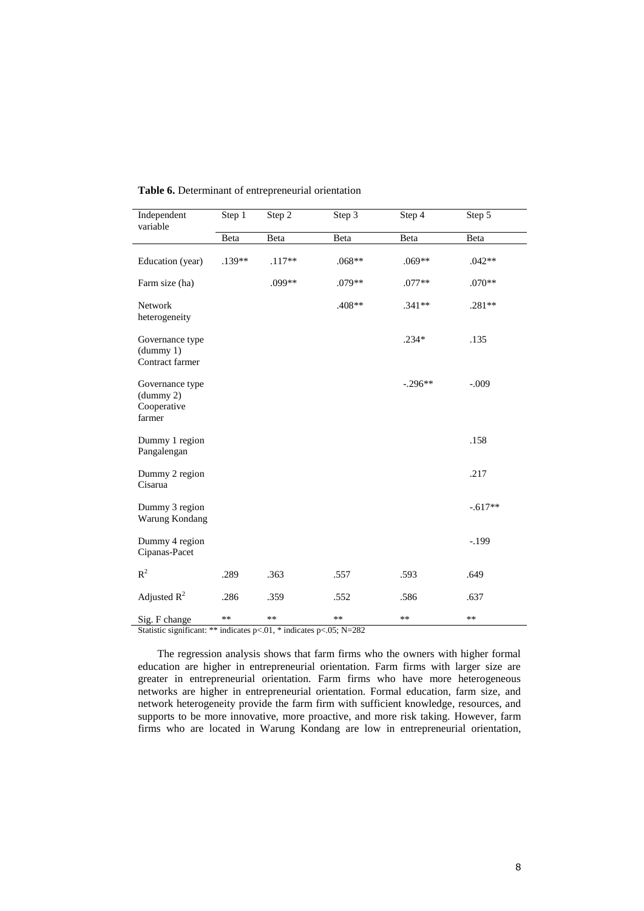**Table 6.** Determinant of entrepreneurial orientation

| Independent variable | Step 1 | Step 2 | Step 3 | Step 4 | Step 5 |
|---|---|---|---|---|---|
| | Beta | Beta | Beta | Beta | Beta |
| Education (year) | .139** | .117** | .068** | .069** | .042** |
| Farm size (ha) | | .099** | .079** | .077** | .070** |
| Network heterogeneity | | | .408** | .341** | .281** |
| Governance type (dummy 1) Contract farmer | | | | .234* | .135 |
| Governance type (dummy 2) Cooperative farmer | | | | -.296** | -.009 |
| Dummy 1 region Pangalengan | | | | | .158 |
| Dummy 2 region Cisarua | | | | | .217 |
| Dummy 3 region Warung Kondang | | | | | -.617** |
| Dummy 4 region Cipanas-Pacet | | | | | -.199 |
| $R^2$ | .289 | .363 | .557 | .593 | .649 |
| Adjusted $R^2$ | .286 | .359 | .552 | .586 | .637 |
| Sig. F change | ** | ** | ** | ** | ** |

Statistic significant: ** indicates p<.01, * indicates p<.05; N=282

The regression analysis shows that farm firms who the owners with higher formal education are higher in entrepreneurial orientation. Farm firms with larger size are greater in entrepreneurial orientation. Farm firms who have more heterogeneous networks are higher in entrepreneurial orientation. Formal education, farm size, and network heterogeneity provide the farm firm with sufficient knowledge, resources, and supports to be more innovative, more proactive, and more risk taking. However, farm firms who are located in Warung Kondang are low in entrepreneurial orientation,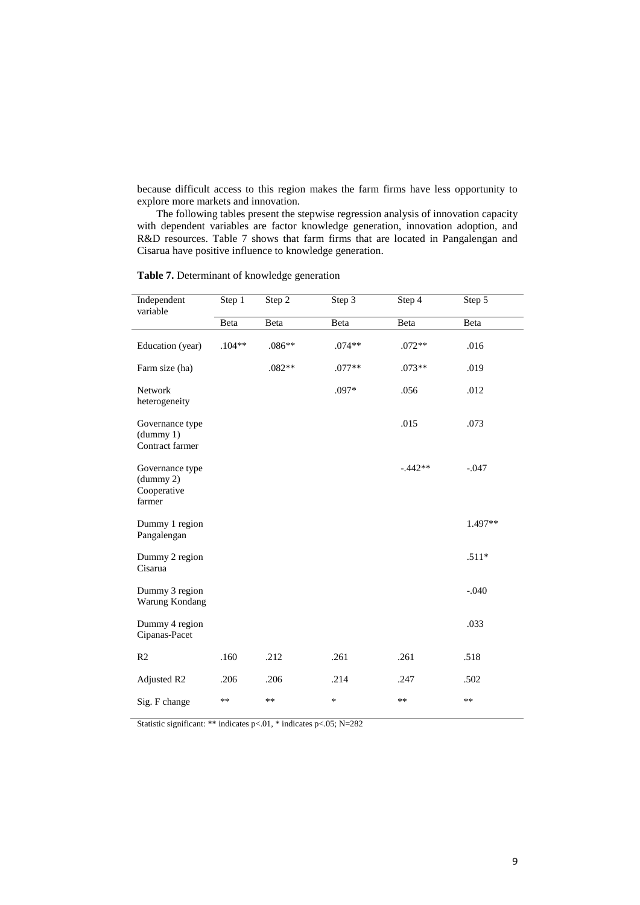because difficult access to this region makes the farm firms have less opportunity to explore more markets and innovation.

The following tables present the stepwise regression analysis of innovation capacity with dependent variables are factor knowledge generation, innovation adoption, and R&D resources. Table 7 shows that farm firms that are located in Pangalengan and Cisarua have positive influence to knowledge generation.

**Table 7.** Determinant of knowledge generation

| Independent variable | Step 1 | Step 2 | Step 3 | Step 4 | Step 5 |
|---|---|---|---|---|---|
| | Beta | Beta | Beta | Beta | Beta |
| Education (year) | .104** | .086** | .074** | .072** | .016 |
| Farm size (ha) | | .082** | .077** | .073** | .019 |
| Network heterogeneity | | | .097* | .056 | .012 |
| Governance type (dummy 1) Contract farmer | | | | .015 | .073 |
| Governance type (dummy 2) Cooperative farmer | | | | -.442** | -.047 |
| Dummy 1 region Pangalengan | | | | | 1.497** |
| Dummy 2 region Cisarua | | | | | .511* |
| Dummy 3 region Warung Kondang | | | | | -.040 |
| Dummy 4 region Cipanas-Pacet | | | | | .033 |
| R2 | .160 | .212 | .261 | .261 | .518 |
| Adjusted R2 | .206 | .206 | .214 | .247 | .502 |
| Sig. F change | ** | ** | * | ** | ** |

Statistic significant: ** indicates $p<.01$, * indicates $p<.05$; N=282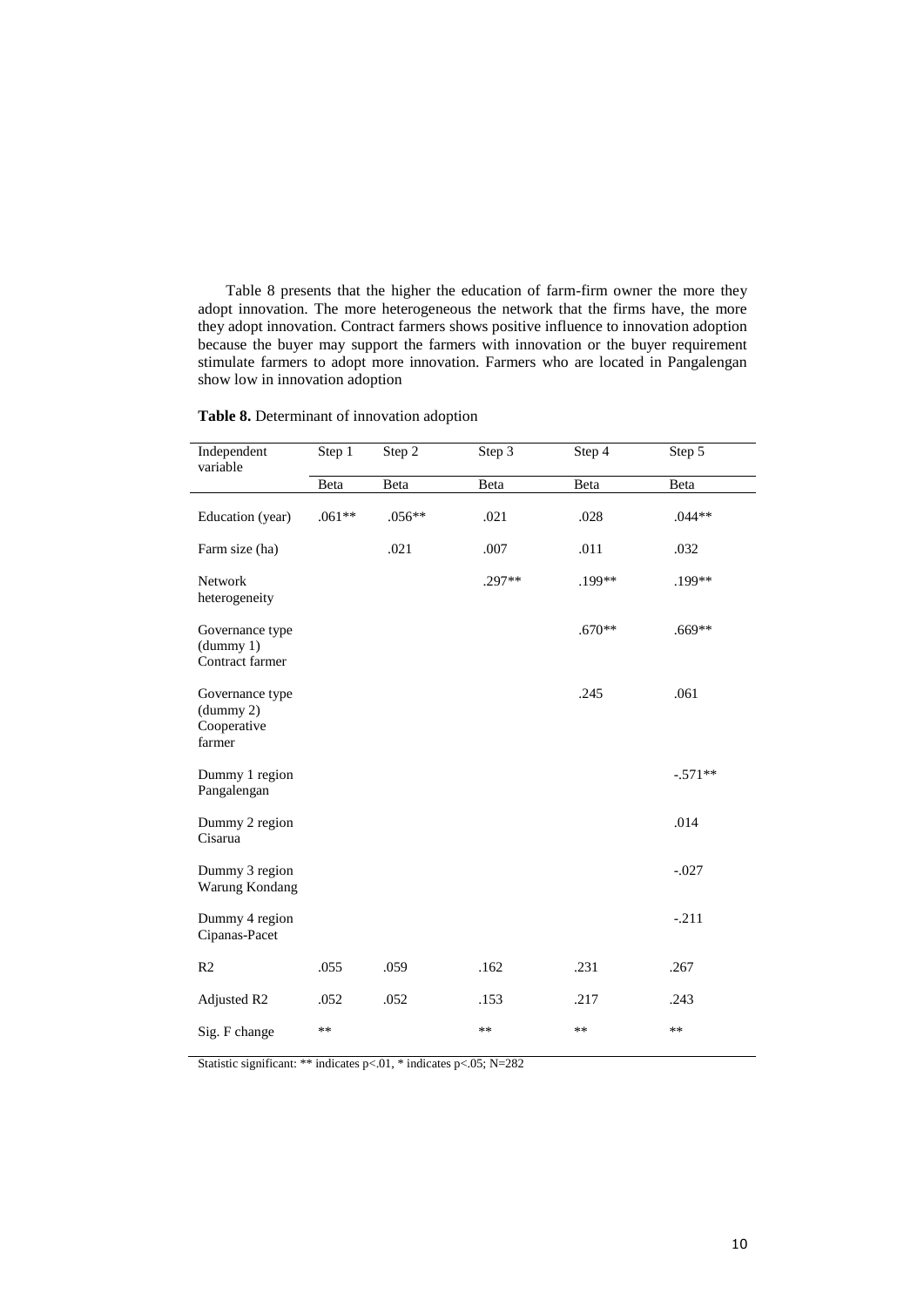Table 8 presents that the higher the education of farm-firm owner the more they adopt innovation. The more heterogeneous the network that the firms have, the more they adopt innovation. Contract farmers shows positive influence to innovation adoption because the buyer may support the farmers with innovation or the buyer requirement stimulate farmers to adopt more innovation. Farmers who are located in Pangalengan show low in innovation adoption

**Table 8.** Determinant of innovation adoption

| Independent variable | Step 1 | Step 2 | Step 3 | Step 4 | Step 5 |
|---|---|---|---|---|---|
| | Beta | Beta | Beta | Beta | Beta |
| Education (year) | .061** | .056** | .021 | .028 | .044** |
| Farm size (ha) | | .021 | .007 | .011 | .032 |
| Network heterogeneity | | | .297** | .199** | .199** |
| Governance type (dummy 1) Contract farmer | | | | .670** | .669** |
| Governance type (dummy 2) Cooperative farmer | | | | .245 | .061 |
| Dummy 1 region Pangalengan | | | | | -.571** |
| Dummy 2 region Cisarua | | | | | .014 |
| Dummy 3 region Warung Kondang | | | | | -.027 |
| Dummy 4 region Cipanas-Pacet | | | | | -.211 |
| R2 | .055 | .059 | .162 | .231 | .267 |
| Adjusted R2 | .052 | .052 | .153 | .217 | .243 |
| Sig. F change | ** | | ** | ** | ** |

Statistic significant: ** indicates $p<.01$, * indicates $p<.05$; N=282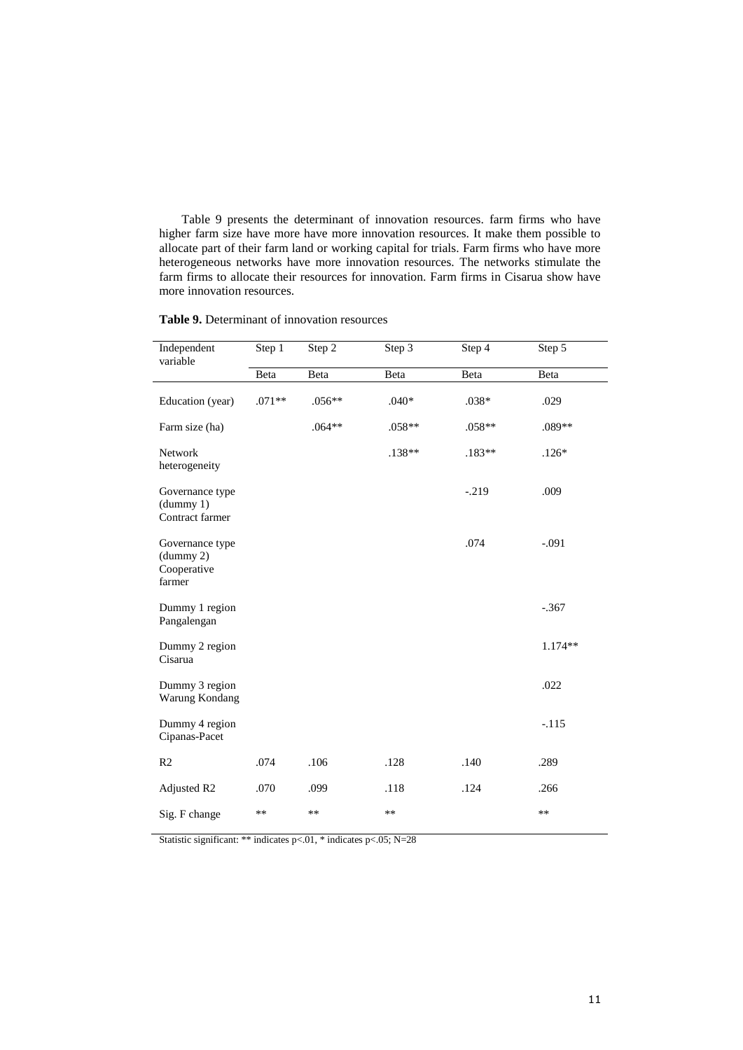Table 9 presents the determinant of innovation resources. farm firms who have higher farm size have more have more innovation resources. It make them possible to allocate part of their farm land or working capital for trials. Farm firms who have more heterogeneous networks have more innovation resources. The networks stimulate the farm firms to allocate their resources for innovation. Farm firms in Cisarua show have more innovation resources.

**Table 9.** Determinant of innovation resources

| Independent variable | Step 1 | Step 2 | Step 3 | Step 4 | Step 5 |
|---|---|---|---|---|---|
| | Beta | Beta | Beta | Beta | Beta |
| Education (year) | .071** | .056** | .040* | .038* | .029 |
| Farm size (ha) | | .064** | .058** | .058** | .089** |
| Network heterogeneity | | | .138** | .183** | .126* |
| Governance type (dummy 1) Contract farmer | | | | -.219 | .009 |
| Governance type (dummy 2) Cooperative farmer | | | | .074 | -.091 |
| Dummy 1 region Pangalengan | | | | | -.367 |
| Dummy 2 region Cisarua | | | | | 1.174** |
| Dummy 3 region Warung Kondang | | | | | .022 |
| Dummy 4 region Cipanas-Pacet | | | | | -.115 |
| R2 | .074 | .106 | .128 | .140 | .289 |
| Adjusted R2 | .070 | .099 | .118 | .124 | .266 |
| Sig. F change | ** | ** | ** | | ** |

Statistic significant: ** indicates $p<.01$, * indicates $p<.05$; N=28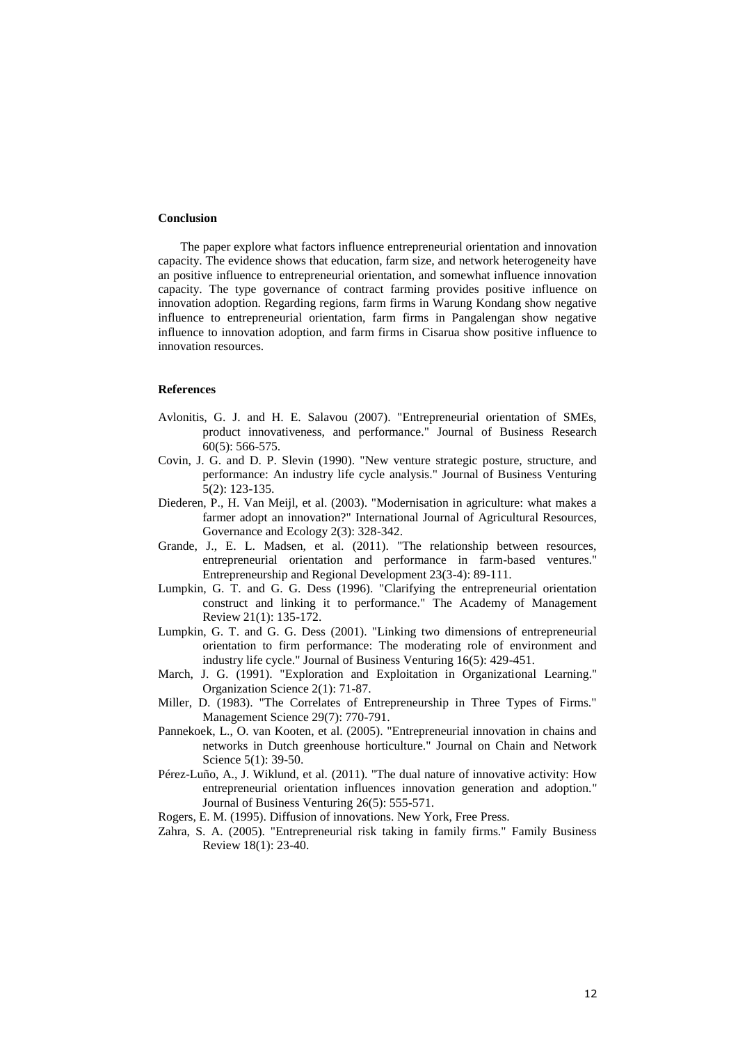## Conclusion

The paper explore what factors influence entrepreneurial orientation and innovation capacity. The evidence shows that education, farm size, and network heterogeneity have an positive influence to entrepreneurial orientation, and somewhat influence innovation capacity. The type governance of contract farming provides positive influence on innovation adoption. Regarding regions, farm firms in Warung Kondang show negative influence to entrepreneurial orientation, farm firms in Pangalengan show negative influence to innovation adoption, and farm firms in Cisarua show positive influence to innovation resources.

## References

Avlonitis, G. J. and H. E. Salavou (2007). "Entrepreneurial orientation of SMEs, product innovativeness, and performance." Journal of Business Research 60(5): 566-575.

Covin, J. G. and D. P. Slevin (1990). "New venture strategic posture, structure, and performance: An industry life cycle analysis." Journal of Business Venturing 5(2): 123-135.

Diederen, P., H. Van Meijl, et al. (2003). "Modernisation in agriculture: what makes a farmer adopt an innovation?" International Journal of Agricultural Resources, Governance and Ecology 2(3): 328-342.

Grande, J., E. L. Madsen, et al. (2011). "The relationship between resources, entrepreneurial orientation and performance in farm-based ventures." Entrepreneurship and Regional Development 23(3-4): 89-111.

Lumpkin, G. T. and G. G. Dess (1996). "Clarifying the entrepreneurial orientation construct and linking it to performance." The Academy of Management Review 21(1): 135-172.

Lumpkin, G. T. and G. G. Dess (2001). "Linking two dimensions of entrepreneurial orientation to firm performance: The moderating role of environment and industry life cycle." Journal of Business Venturing 16(5): 429-451.

March, J. G. (1991). "Exploration and Exploitation in Organizational Learning." Organization Science 2(1): 71-87.

Miller, D. (1983). "The Correlates of Entrepreneurship in Three Types of Firms." Management Science 29(7): 770-791.

Pannekoek, L., O. van Kooten, et al. (2005). "Entrepreneurial innovation in chains and networks in Dutch greenhouse horticulture." Journal on Chain and Network Science 5(1): 39-50.

Pérez-Luño, A., J. Wiklund, et al. (2011). "The dual nature of innovative activity: How entrepreneurial orientation influences innovation generation and adoption." Journal of Business Venturing 26(5): 555-571.

Rogers, E. M. (1995). Diffusion of innovations. New York, Free Press.

Zahra, S. A. (2005). "Entrepreneurial risk taking in family firms." Family Business Review 18(1): 23-40.